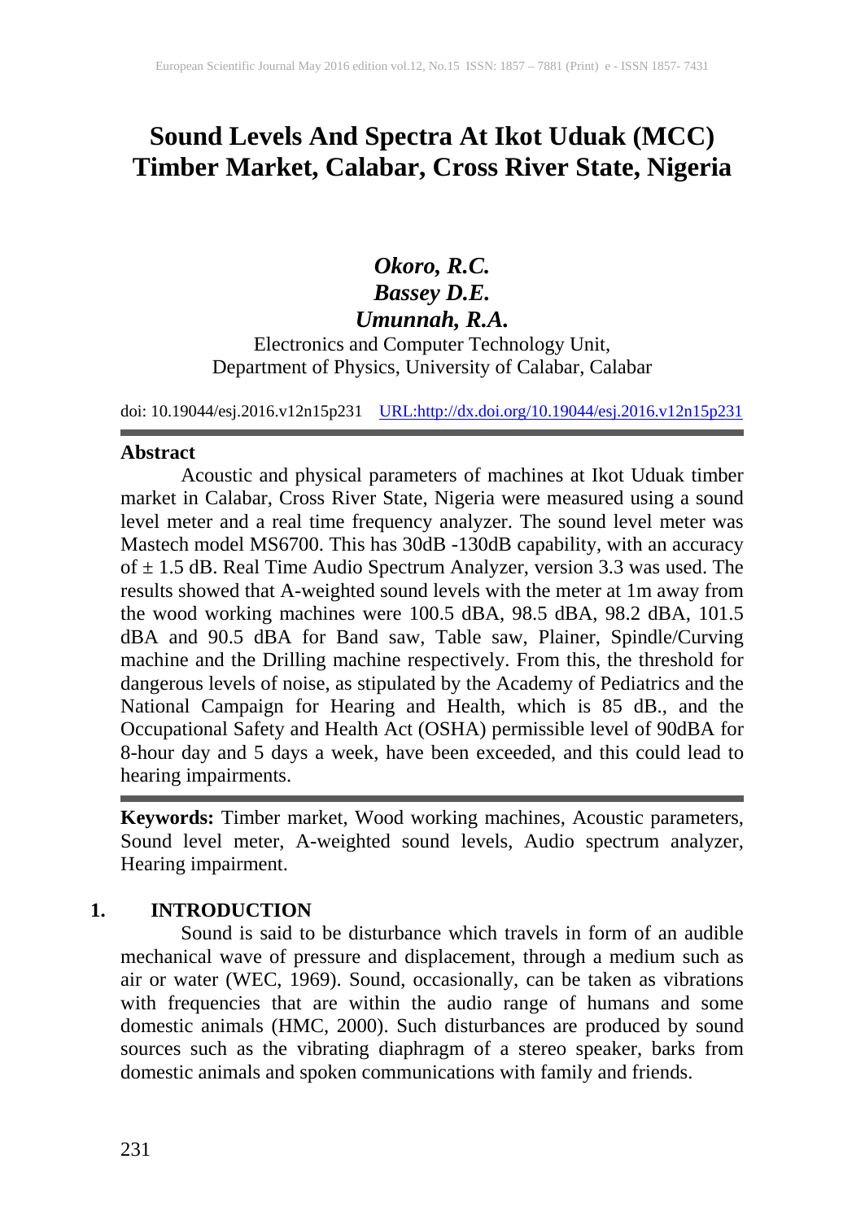# Sound Levels And Spectra At Ikot Uduak (MCC) Timber Market, Calabar, Cross River State, Nigeria

***Okoro, R.C.***
***Bassey D.E.***
***Umunnah, R.A.***

Electronics and Computer Technology Unit,
Department of Physics, University of Calabar, Calabar

doi: 10.19044/esj.2016.v12n15p231 [URL:http://dx.doi.org/10.19044/esj.2016.v12n15p231](http://dx.doi.org/10.19044/esj.2016.v12n15p231)

## Abstract

Acoustic and physical parameters of machines at Ikot Uduak timber market in Calabar, Cross River State, Nigeria were measured using a sound level meter and a real time frequency analyzer. The sound level meter was Mastech model MS6700. This has 30dB -130dB capability, with an accuracy of ± 1.5 dB. Real Time Audio Spectrum Analyzer, version 3.3 was used. The results showed that A-weighted sound levels with the meter at 1m away from the wood working machines were 100.5 dBA, 98.5 dBA, 98.2 dBA, 101.5 dBA and 90.5 dBA for Band saw, Table saw, Plainer, Spindle/Curving machine and the Drilling machine respectively. From this, the threshold for dangerous levels of noise, as stipulated by the Academy of Pediatrics and the National Campaign for Hearing and Health, which is 85 dB., and the Occupational Safety and Health Act (OSHA) permissible level of 90dBA for 8-hour day and 5 days a week, have been exceeded, and this could lead to hearing impairments.

**Keywords:** Timber market, Wood working machines, Acoustic parameters, Sound level meter, A-weighted sound levels, Audio spectrum analyzer, Hearing impairment.

## 1. INTRODUCTION

Sound is said to be disturbance which travels in form of an audible mechanical wave of pressure and displacement, through a medium such as air or water (WEC, 1969). Sound, occasionally, can be taken as vibrations with frequencies that are within the audio range of humans and some domestic animals (HMC, 2000). Such disturbances are produced by sound sources such as the vibrating diaphragm of a stereo speaker, barks from domestic animals and spoken communications with family and friends.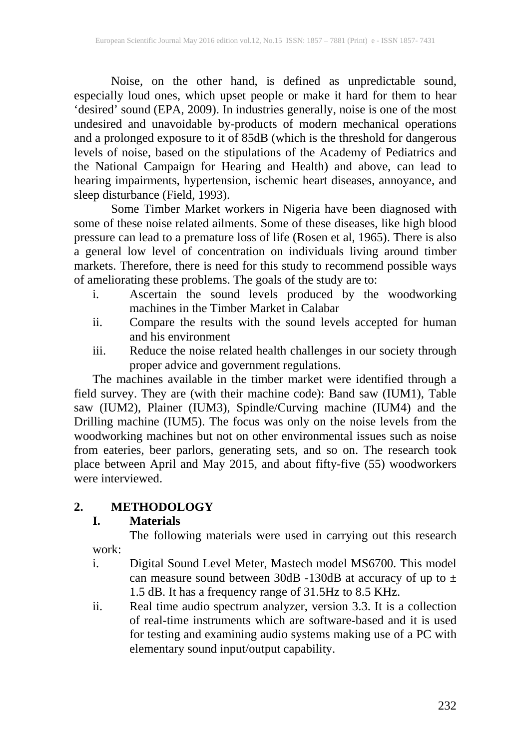Noise, on the other hand, is defined as unpredictable sound, especially loud ones, which upset people or make it hard for them to hear 'desired' sound (EPA, 2009). In industries generally, noise is one of the most undesired and unavoidable by-products of modern mechanical operations and a prolonged exposure to it of 85dB (which is the threshold for dangerous levels of noise, based on the stipulations of the Academy of Pediatrics and the National Campaign for Hearing and Health) and above, can lead to hearing impairments, hypertension, ischemic heart diseases, annoyance, and sleep disturbance (Field, 1993).

Some Timber Market workers in Nigeria have been diagnosed with some of these noise related ailments. Some of these diseases, like high blood pressure can lead to a premature loss of life (Rosen et al, 1965). There is also a general low level of concentration on individuals living around timber markets. Therefore, there is need for this study to recommend possible ways of ameliorating these problems. The goals of the study are to:

i. Ascertain the sound levels produced by the woodworking machines in the Timber Market in Calabar
ii. Compare the results with the sound levels accepted for human and his environment
iii. Reduce the noise related health challenges in our society through proper advice and government regulations.

The machines available in the timber market were identified through a field survey. They are (with their machine code): Band saw (IUM1), Table saw (IUM2), Plainer (IUM3), Spindle/Curving machine (IUM4) and the Drilling machine (IUM5). The focus was only on the noise levels from the woodworking machines but not on other environmental issues such as noise from eateries, beer parlors, generating sets, and so on. The research took place between April and May 2015, and about fifty-five (55) woodworkers were interviewed.

## 2. METHODOLOGY

### I. Materials

The following materials were used in carrying out this research work:

i. Digital Sound Level Meter, Mastech model MS6700. This model can measure sound between 30dB -130dB at accuracy of up to ± 1.5 dB. It has a frequency range of 31.5Hz to 8.5 KHz.
ii. Real time audio spectrum analyzer, version 3.3. It is a collection of real-time instruments which are software-based and it is used for testing and examining audio systems making use of a PC with elementary sound input/output capability.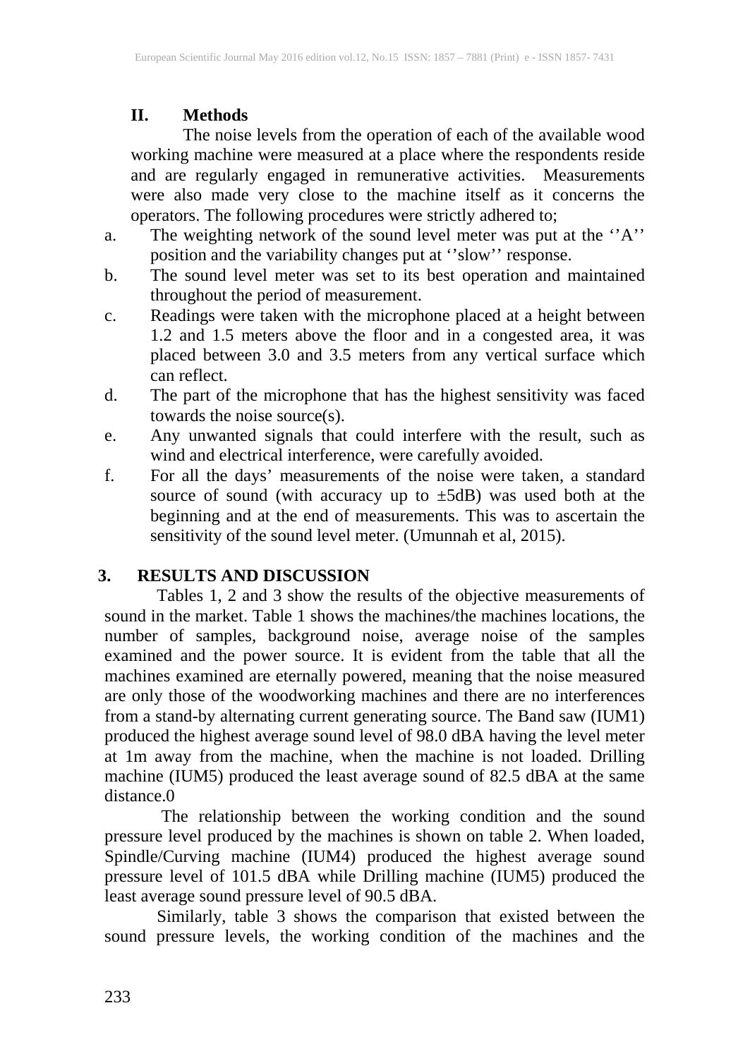## II. Methods

The noise levels from the operation of each of the available wood working machine were measured at a place where the respondents reside and are regularly engaged in remunerative activities. Measurements were also made very close to the machine itself as it concerns the operators. The following procedures were strictly adhered to;

a. The weighting network of the sound level meter was put at the ''A'' position and the variability changes put at ''slow'' response.
b. The sound level meter was set to its best operation and maintained throughout the period of measurement.
c. Readings were taken with the microphone placed at a height between 1.2 and 1.5 meters above the floor and in a congested area, it was placed between 3.0 and 3.5 meters from any vertical surface which can reflect.
d. The part of the microphone that has the highest sensitivity was faced towards the noise source(s).
e. Any unwanted signals that could interfere with the result, such as wind and electrical interference, were carefully avoided.
f. For all the days' measurements of the noise were taken, a standard source of sound (with accuracy up to ±5dB) was used both at the beginning and at the end of measurements. This was to ascertain the sensitivity of the sound level meter. (Umunnah et al, 2015).

# 3. RESULTS AND DISCUSSION

Tables 1, 2 and 3 show the results of the objective measurements of sound in the market. Table 1 shows the machines/the machines locations, the number of samples, background noise, average noise of the samples examined and the power source. It is evident from the table that all the machines examined are eternally powered, meaning that the noise measured are only those of the woodworking machines and there are no interferences from a stand-by alternating current generating source. The Band saw (IUM1) produced the highest average sound level of 98.0 dBA having the level meter at 1m away from the machine, when the machine is not loaded. Drilling machine (IUM5) produced the least average sound of 82.5 dBA at the same distance.0

The relationship between the working condition and the sound pressure level produced by the machines is shown on table 2. When loaded, Spindle/Curving machine (IUM4) produced the highest average sound pressure level of 101.5 dBA while Drilling machine (IUM5) produced the least average sound pressure level of 90.5 dBA.

Similarly, table 3 shows the comparison that existed between the sound pressure levels, the working condition of the machines and the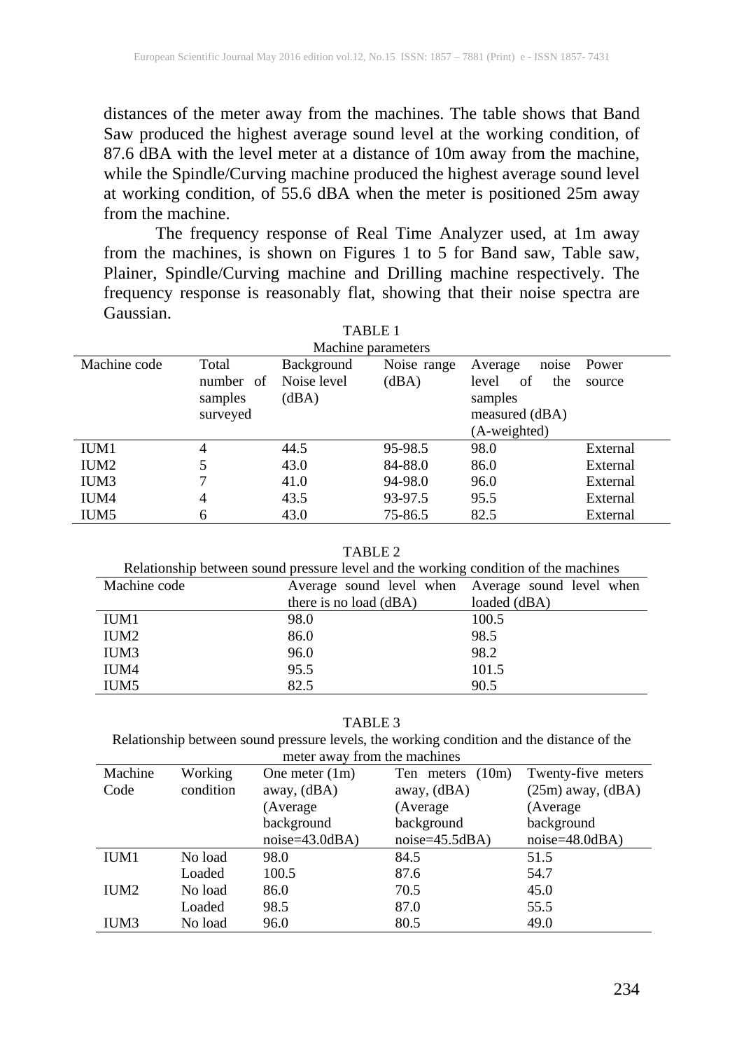distances of the meter away from the machines. The table shows that Band Saw produced the highest average sound level at the working condition, of 87.6 dBA with the level meter at a distance of 10m away from the machine, while the Spindle/Curving machine produced the highest average sound level at working condition, of 55.6 dBA when the meter is positioned 25m away from the machine.

The frequency response of Real Time Analyzer used, at 1m away from the machines, is shown on Figures 1 to 5 for Band saw, Table saw, Plainer, Spindle/Curving machine and Drilling machine respectively. The frequency response is reasonably flat, showing that their noise spectra are Gaussian.

TABLE 1
Machine parameters

| Machine code | Total number of samples surveyed | Background Noise level (dBA) | Noise range (dBA) | Average noise level of the samples measured (dBA) (A-weighted) | Power source |
|---|---|---|---|---|---|
| IUM1 | 4 | 44.5 | 95-98.5 | 98.0 | External |
| IUM2 | 5 | 43.0 | 84-88.0 | 86.0 | External |
| IUM3 | 7 | 41.0 | 94-98.0 | 96.0 | External |
| IUM4 | 4 | 43.5 | 93-97.5 | 95.5 | External |
| IUM5 | 6 | 43.0 | 75-86.5 | 82.5 | External |

TABLE 2
Relationship between sound pressure level and the working condition of the machines

| Machine code | Average sound level when there is no load (dBA) | Average sound level when loaded (dBA) |
|---|---|---|
| IUM1 | 98.0 | 100.5 |
| IUM2 | 86.0 | 98.5 |
| IUM3 | 96.0 | 98.2 |
| IUM4 | 95.5 | 101.5 |
| IUM5 | 82.5 | 90.5 |

TABLE 3
Relationship between sound pressure levels, the working condition and the distance of the meter away from the machines

| Machine Code | Working condition | One meter (1m) away, (dBA) (Average background noise=43.0dBA) | Ten meters (10m) away, (dBA) (Average background noise=45.5dBA) | Twenty-five meters (25m) away, (dBA) (Average background noise=48.0dBA) |
|---|---|---|---|---|
| IUM1 | No load | 98.0 | 84.5 | 51.5 |
| | Loaded | 100.5 | 87.6 | 54.7 |
| IUM2 | No load | 86.0 | 70.5 | 45.0 |
| | Loaded | 98.5 | 87.0 | 55.5 |
| IUM3 | No load | 96.0 | 80.5 | 49.0 |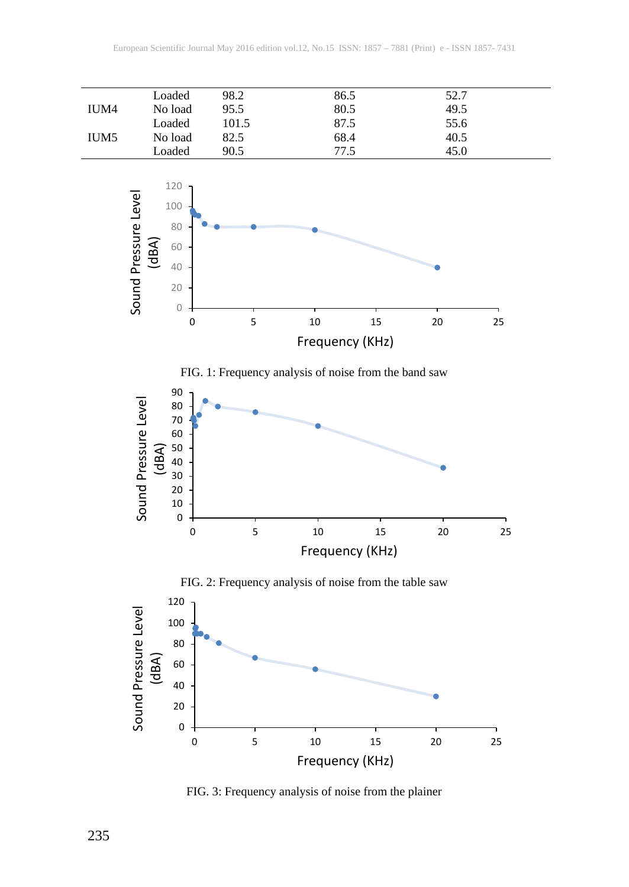|  |  |  |  |  |
|---|---|---|---|---|
|  | Loaded | 98.2 | 86.5 | 52.7 |
| IUM4 | No load | 95.5 | 80.5 | 49.5 |
|  | Loaded | 101.5 | 87.5 | 55.6 |
| IUM5 | No load | 82.5 | 68.4 | 40.5 |
|  | Loaded | 90.5 | 77.5 | 45.0 |

FIG. 1: Frequency analysis of noise from the band saw

FIG. 2: Frequency analysis of noise from the table saw

FIG. 3: Frequency analysis of noise from the plainer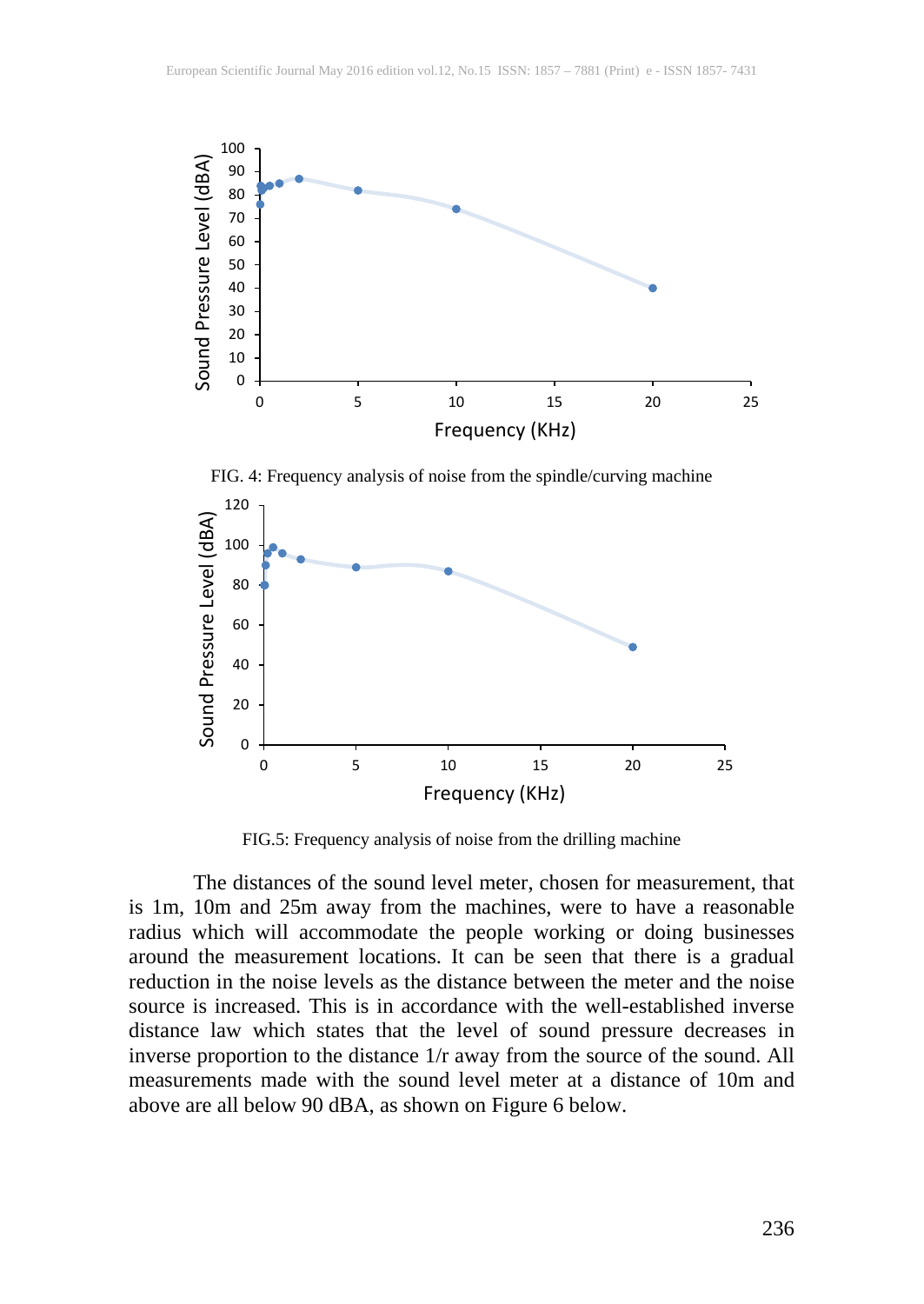FIG. 4: Frequency analysis of noise from the spindle/curving machine

FIG.5: Frequency analysis of noise from the drilling machine

The distances of the sound level meter, chosen for measurement, that is 1m, 10m and 25m away from the machines, were to have a reasonable radius which will accommodate the people working or doing businesses around the measurement locations. It can be seen that there is a gradual reduction in the noise levels as the distance between the meter and the noise source is increased. This is in accordance with the well-established inverse distance law which states that the level of sound pressure decreases in inverse proportion to the distance 1/r away from the source of the sound. All measurements made with the sound level meter at a distance of 10m and above are all below 90 dBA, as shown on Figure 6 below.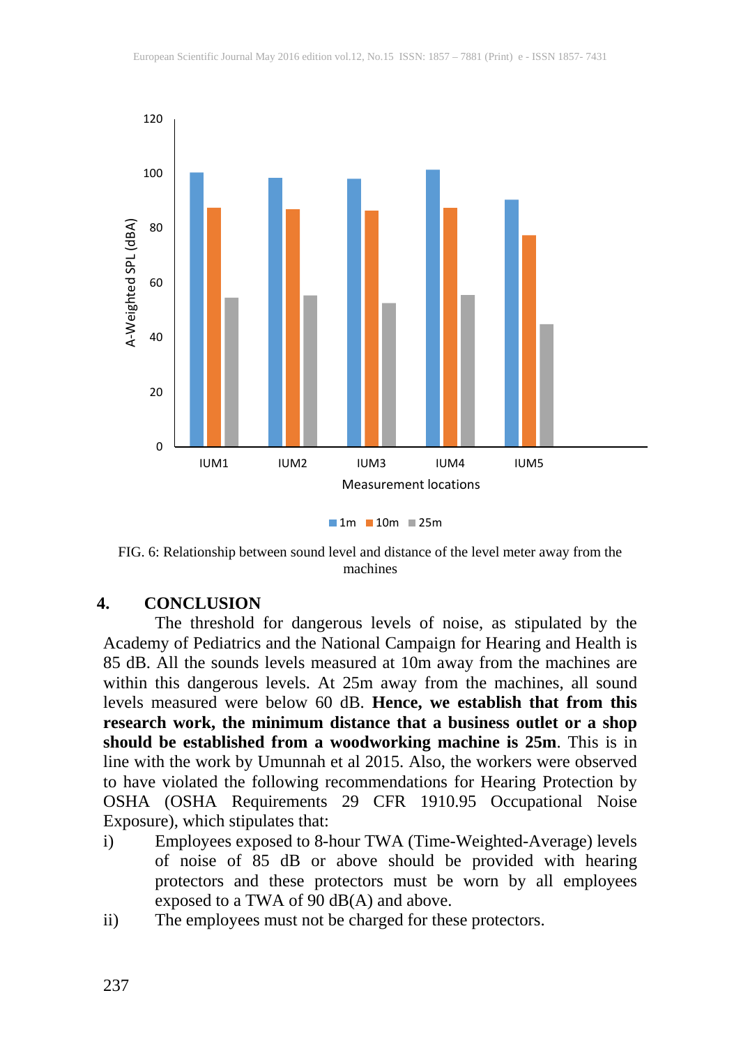FIG. 6: Relationship between sound level and distance of the level meter away from the machines

## 4. CONCLUSION

The threshold for dangerous levels of noise, as stipulated by the Academy of Pediatrics and the National Campaign for Hearing and Health is 85 dB. All the sounds levels measured at 10m away from the machines are within this dangerous levels. At 25m away from the machines, all sound levels measured were below 60 dB. **Hence, we establish that from this research work, the minimum distance that a business outlet or a shop should be established from a woodworking machine is 25m**. This is in line with the work by Umunnah et al 2015. Also, the workers were observed to have violated the following recommendations for Hearing Protection by OSHA (OSHA Requirements 29 CFR 1910.95 Occupational Noise Exposure), which stipulates that:

i) Employees exposed to 8-hour TWA (Time-Weighted-Average) levels of noise of 85 dB or above should be provided with hearing protectors and these protectors must be worn by all employees exposed to a TWA of 90 dB(A) and above.

ii) The employees must not be charged for these protectors.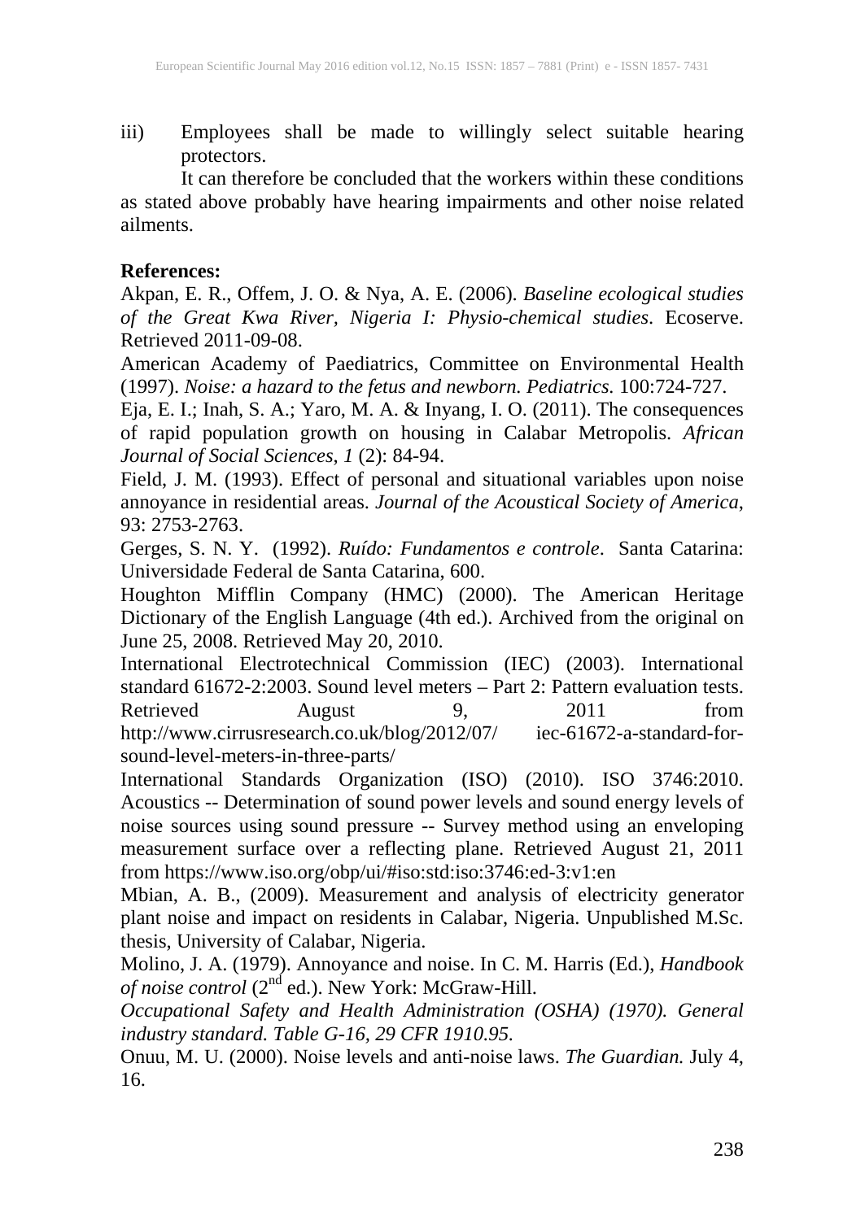iii) Employees shall be made to willingly select suitable hearing protectors.

It can therefore be concluded that the workers within these conditions as stated above probably have hearing impairments and other noise related ailments.

**References:**

Akpan, E. R., Offem, J. O. & Nya, A. E. (2006). *Baseline ecological studies of the Great Kwa River, Nigeria I: Physio-chemical studies*. Ecoserve. Retrieved 2011-09-08.

American Academy of Paediatrics, Committee on Environmental Health (1997). *Noise: a hazard to the fetus and newborn. Pediatrics.* 100:724-727.

Eja, E. I.; Inah, S. A.; Yaro, M. A. & Inyang, I. O. (2011). The consequences of rapid population growth on housing in Calabar Metropolis. *African Journal of Social Sciences*, *1* (2): 84-94.

Field, J. M. (1993). Effect of personal and situational variables upon noise annoyance in residential areas. *Journal of the Acoustical Society of America*, 93: 2753-2763.

Gerges, S. N. Y. (1992). *Ruído: Fundamentos e controle*. Santa Catarina: Universidade Federal de Santa Catarina, 600.

Houghton Mifflin Company (HMC) (2000). The American Heritage Dictionary of the English Language (4th ed.). Archived from the original on June 25, 2008. Retrieved May 20, 2010.

International Electrotechnical Commission (IEC) (2003). International standard 61672-2:2003. Sound level meters – Part 2: Pattern evaluation tests. Retrieved August 9, 2011 from http://www.cirrusresearch.co.uk/blog/2012/07/ iec-61672-a-standard-for-sound-level-meters-in-three-parts/

International Standards Organization (ISO) (2010). ISO 3746:2010. Acoustics -- Determination of sound power levels and sound energy levels of noise sources using sound pressure -- Survey method using an enveloping measurement surface over a reflecting plane. Retrieved August 21, 2011 from https://www.iso.org/obp/ui/#iso:std:iso:3746:ed-3:v1:en

Mbian, A. B., (2009). Measurement and analysis of electricity generator plant noise and impact on residents in Calabar, Nigeria. Unpublished M.Sc. thesis, University of Calabar, Nigeria.

Molino, J. A. (1979). Annoyance and noise. In C. M. Harris (Ed.), *Handbook of noise control* (2nd ed.). New York: McGraw-Hill.

*Occupational Safety and Health Administration (OSHA) (1970). General industry standard. Table G-16, 29 CFR 1910.95.*

Onuu, M. U. (2000). Noise levels and anti-noise laws. *The Guardian.* July 4, 16.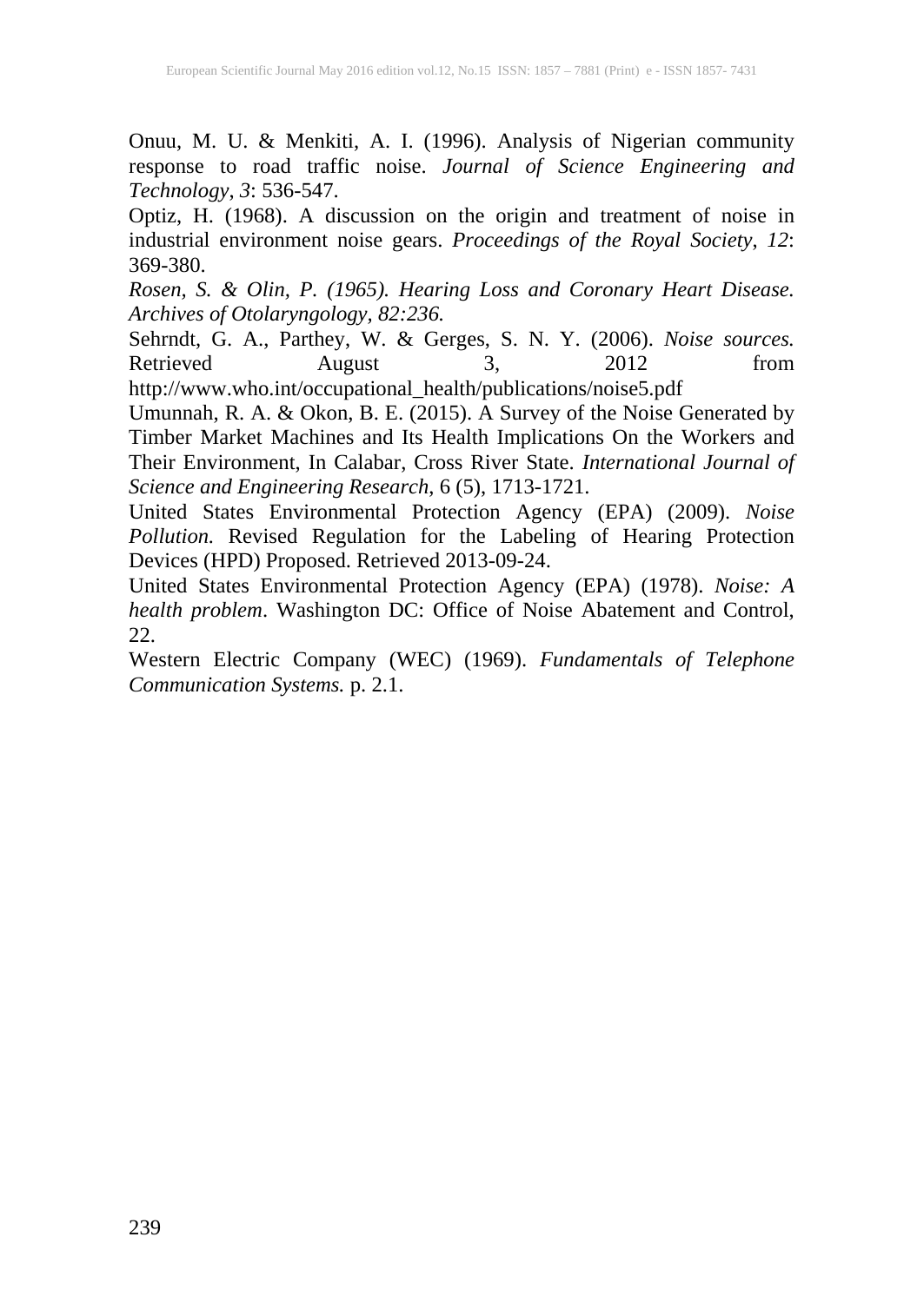Onuu, M. U. & Menkiti, A. I. (1996). Analysis of Nigerian community response to road traffic noise. *Journal of Science Engineering and Technology*, *3*: 536-547.

Optiz, H. (1968). A discussion on the origin and treatment of noise in industrial environment noise gears. *Proceedings of the Royal Society*, *12*: 369-380.

*Rosen, S. & Olin, P. (1965). Hearing Loss and Coronary Heart Disease. Archives of Otolaryngology, 82:236.*

Sehrndt, G. A., Parthey, W. & Gerges, S. N. Y. (2006). *Noise sources.* Retrieved August 3, 2012 from http://www.who.int/occupational_health/publications/noise5.pdf

Umunnah, R. A. & Okon, B. E. (2015). A Survey of the Noise Generated by Timber Market Machines and Its Health Implications On the Workers and Their Environment, In Calabar, Cross River State. *International Journal of Science and Engineering Research*, 6 (5), 1713-1721.

United States Environmental Protection Agency (EPA) (2009). *Noise Pollution.* Revised Regulation for the Labeling of Hearing Protection Devices (HPD) Proposed. Retrieved 2013-09-24.

United States Environmental Protection Agency (EPA) (1978). *Noise: A health problem*. Washington DC: Office of Noise Abatement and Control, 22.

Western Electric Company (WEC) (1969). *Fundamentals of Telephone Communication Systems.* p. 2.1.